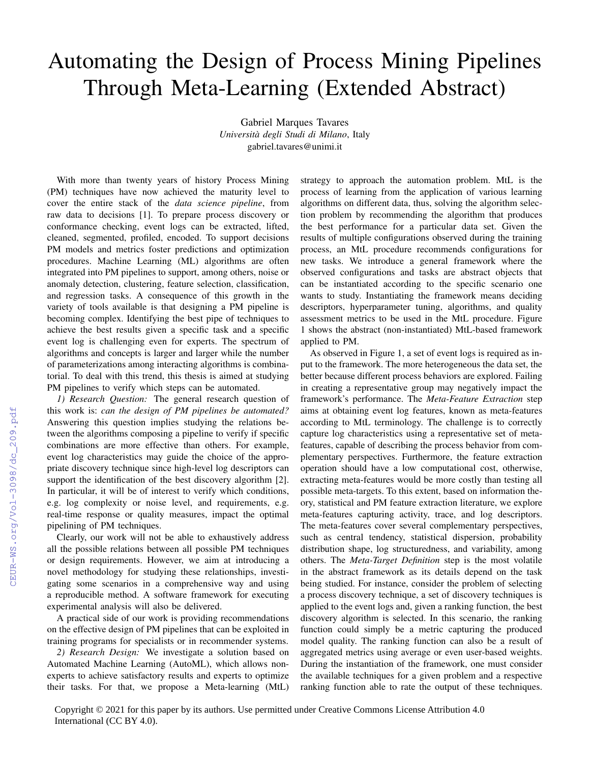# Automating the Design of Process Mining Pipelines Through Meta-Learning (Extended Abstract)

Gabriel Marques Tavares
*Università degli Studi di Milano*, Italy
gabriel.tavares@unimi.it

With more than twenty years of history Process Mining (PM) techniques have now achieved the maturity level to cover the entire stack of the *data science pipeline*, from raw data to decisions [1]. To prepare process discovery or conformance checking, event logs can be extracted, lifted, cleaned, segmented, profiled, encoded. To support decisions PM models and metrics foster predictions and optimization procedures. Machine Learning (ML) algorithms are often integrated into PM pipelines to support, among others, noise or anomaly detection, clustering, feature selection, classification, and regression tasks. A consequence of this growth in the variety of tools available is that designing a PM pipeline is becoming complex. Identifying the best pipe of techniques to achieve the best results given a specific task and a specific event log is challenging even for experts. The spectrum of algorithms and concepts is larger and larger while the number of parameterizations among interacting algorithms is combinatorial. To deal with this trend, this thesis is aimed at studying PM pipelines to verify which steps can be automated.

*1) Research Question:* The general research question of this work is: *can the design of PM pipelines be automated?* Answering this question implies studying the relations between the algorithms composing a pipeline to verify if specific combinations are more effective than others. For example, event log characteristics may guide the choice of the appropriate discovery technique since high-level log descriptors can support the identification of the best discovery algorithm [2]. In particular, it will be of interest to verify which conditions, e.g. log complexity or noise level, and requirements, e.g. real-time response or quality measures, impact the optimal pipelining of PM techniques.

Clearly, our work will not be able to exhaustively address all the possible relations between all possible PM techniques or design requirements. However, we aim at introducing a novel methodology for studying these relationships, investigating some scenarios in a comprehensive way and using a reproducible method. A software framework for executing experimental analysis will also be delivered.

A practical side of our work is providing recommendations on the effective design of PM pipelines that can be exploited in training programs for specialists or in recommender systems.

*2) Research Design:* We investigate a solution based on Automated Machine Learning (AutoML), which allows non-experts to achieve satisfactory results and experts to optimize their tasks. For that, we propose a Meta-learning (MtL) strategy to approach the automation problem. MtL is the process of learning from the application of various learning algorithms on different data, thus, solving the algorithm selection problem by recommending the algorithm that produces the best performance for a particular data set. Given the results of multiple configurations observed during the training process, an MtL procedure recommends configurations for new tasks. We introduce a general framework where the observed configurations and tasks are abstract objects that can be instantiated according to the specific scenario one wants to study. Instantiating the framework means deciding descriptors, hyperparameter tuning, algorithms, and quality assessment metrics to be used in the MtL procedure. Figure 1 shows the abstract (non-instantiated) MtL-based framework applied to PM.

As observed in Figure 1, a set of event logs is required as input to the framework. The more heterogeneous the data set, the better because different process behaviors are explored. Failing in creating a representative group may negatively impact the framework's performance. The *Meta-Feature Extraction* step aims at obtaining event log features, known as meta-features according to MtL terminology. The challenge is to correctly capture log characteristics using a representative set of meta-features, capable of describing the process behavior from complementary perspectives. Furthermore, the feature extraction operation should have a low computational cost, otherwise, extracting meta-features would be more costly than testing all possible meta-targets. To this extent, based on information theory, statistical and PM feature extraction literature, we explore meta-features capturing activity, trace, and log descriptors. The meta-features cover several complementary perspectives, such as central tendency, statistical dispersion, probability distribution shape, log structuredness, and variability, among others. The *Meta-Target Definition* step is the most volatile in the abstract framework as its details depend on the task being studied. For instance, consider the problem of selecting a process discovery technique, a set of discovery techniques is applied to the event logs and, given a ranking function, the best discovery algorithm is selected. In this scenario, the ranking function could simply be a metric capturing the produced model quality. The ranking function can also be a result of aggregated metrics using average or even user-based weights. During the instantiation of the framework, one must consider the available techniques for a given problem and a respective ranking function able to rate the output of these techniques.

Copyright © 2021 for this paper by its authors. Use permitted under Creative Commons License Attribution 4.0 International (CC BY 4.0).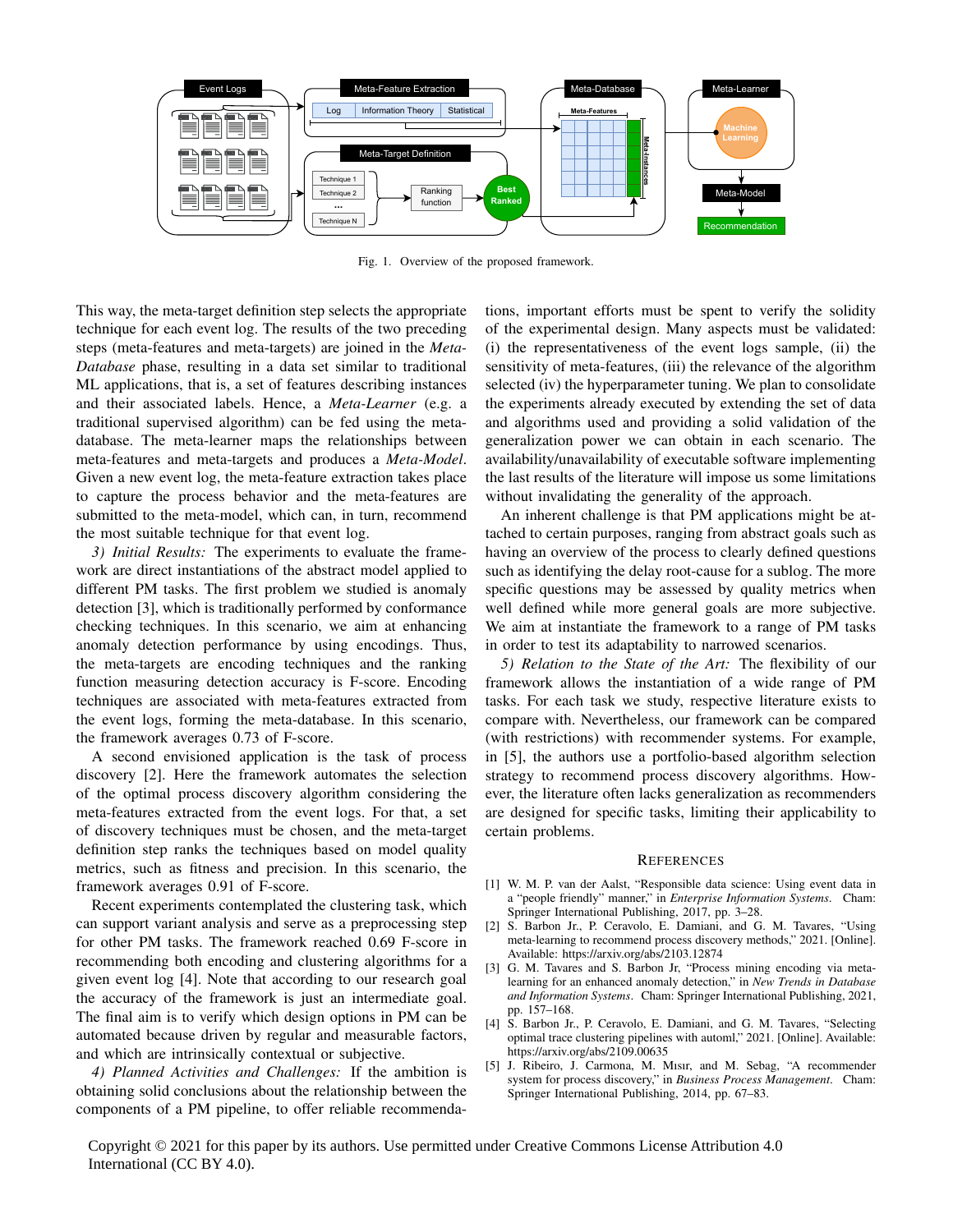Event Logs

Meta-Feature Extraction

Log | Information Theory | Statistical

Meta-Target Definition

Technique 1

Technique 2

...

Technique N

Ranking function

Best Ranked

Meta-Database

Meta-Features

Meta-Instances

Meta-Learner

Machine Learning

Meta-Model

Recommendation

Fig. 1. Overview of the proposed framework.

This way, the meta-target definition step selects the appropriate technique for each event log. The results of the two preceding steps (meta-features and meta-targets) are joined in the *Meta-Database* phase, resulting in a data set similar to traditional ML applications, that is, a set of features describing instances and their associated labels. Hence, a *Meta-Learner* (e.g. a traditional supervised algorithm) can be fed using the meta-database. The meta-learner maps the relationships between meta-features and meta-targets and produces a *Meta-Model*. Given a new event log, the meta-feature extraction takes place to capture the process behavior and the meta-features are submitted to the meta-model, which can, in turn, recommend the most suitable technique for that event log.

*3) Initial Results:* The experiments to evaluate the framework are direct instantiations of the abstract model applied to different PM tasks. The first problem we studied is anomaly detection [3], which is traditionally performed by conformance checking techniques. In this scenario, we aim at enhancing anomaly detection performance by using encodings. Thus, the meta-targets are encoding techniques and the ranking function measuring detection accuracy is F-score. Encoding techniques are associated with meta-features extracted from the event logs, forming the meta-database. In this scenario, the framework averages 0.73 of F-score.

A second envisioned application is the task of process discovery [2]. Here the framework automates the selection of the optimal process discovery algorithm considering the meta-features extracted from the event logs. For that, a set of discovery techniques must be chosen, and the meta-target definition step ranks the techniques based on model quality metrics, such as fitness and precision. In this scenario, the framework averages 0.91 of F-score.

Recent experiments contemplated the clustering task, which can support variant analysis and serve as a preprocessing step for other PM tasks. The framework reached 0.69 F-score in recommending both encoding and clustering algorithms for a given event log [4]. Note that according to our research goal the accuracy of the framework is just an intermediate goal. The final aim is to verify which design options in PM can be automated because driven by regular and measurable factors, and which are intrinsically contextual or subjective.

*4) Planned Activities and Challenges:* If the ambition is obtaining solid conclusions about the relationship between the components of a PM pipeline, to offer reliable recommendations, important efforts must be spent to verify the solidity of the experimental design. Many aspects must be validated: (i) the representativeness of the event logs sample, (ii) the sensitivity of meta-features, (iii) the relevance of the algorithm selected (iv) the hyperparameter tuning. We plan to consolidate the experiments already executed by extending the set of data and algorithms used and providing a solid validation of the generalization power we can obtain in each scenario. The availability/unavailability of executable software implementing the last results of the literature will impose us some limitations without invalidating the generality of the approach.

An inherent challenge is that PM applications might be attached to certain purposes, ranging from abstract goals such as having an overview of the process to clearly defined questions such as identifying the delay root-cause for a sublog. The more specific questions may be assessed by quality metrics when well defined while more general goals are more subjective. We aim at instantiate the framework to a range of PM tasks in order to test its adaptability to narrowed scenarios.

*5) Relation to the State of the Art:* The flexibility of our framework allows the instantiation of a wide range of PM tasks. For each task we study, respective literature exists to compare with. Nevertheless, our framework can be compared (with restrictions) with recommender systems. For example, in [5], the authors use a portfolio-based algorithm selection strategy to recommend process discovery algorithms. However, the literature often lacks generalization as recommenders are designed for specific tasks, limiting their applicability to certain problems.

## References

[1] W. M. P. van der Aalst, "Responsible data science: Using event data in a "people friendly" manner," in *Enterprise Information Systems*. Cham: Springer International Publishing, 2017, pp. 3–28.

[2] S. Barbon Jr., P. Ceravolo, E. Damiani, and G. M. Tavares, "Using meta-learning to recommend process discovery methods," 2021. [Online]. Available: https://arxiv.org/abs/2103.12874

[3] G. M. Tavares and S. Barbon Jr, "Process mining encoding via meta-learning for an enhanced anomaly detection," in *New Trends in Database and Information Systems*. Cham: Springer International Publishing, 2021, pp. 157–168.

[4] S. Barbon Jr., P. Ceravolo, E. Damiani, and G. M. Tavares, "Selecting optimal trace clustering pipelines with automl," 2021. [Online]. Available: https://arxiv.org/abs/2109.00635

[5] J. Ribeiro, J. Carmona, M. Mısır, and M. Sebag, "A recommender system for process discovery," in *Business Process Management*. Cham: Springer International Publishing, 2014, pp. 67–83.

Copyright © 2021 for this paper by its authors. Use permitted under Creative Commons License Attribution 4.0 International (CC BY 4.0).